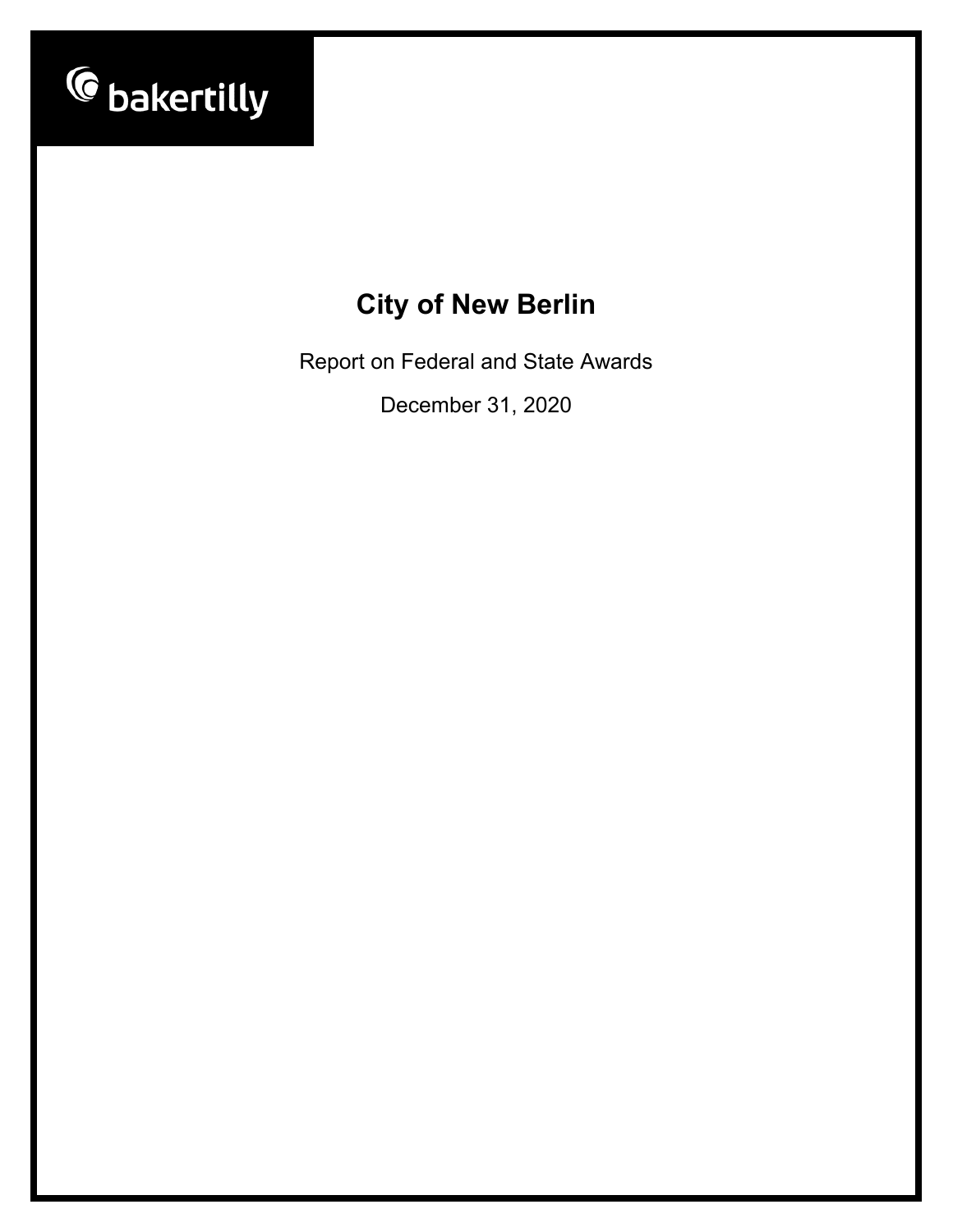bakertilly

# City of New Berlin

Report on Federal and State Awards

December 31, 2020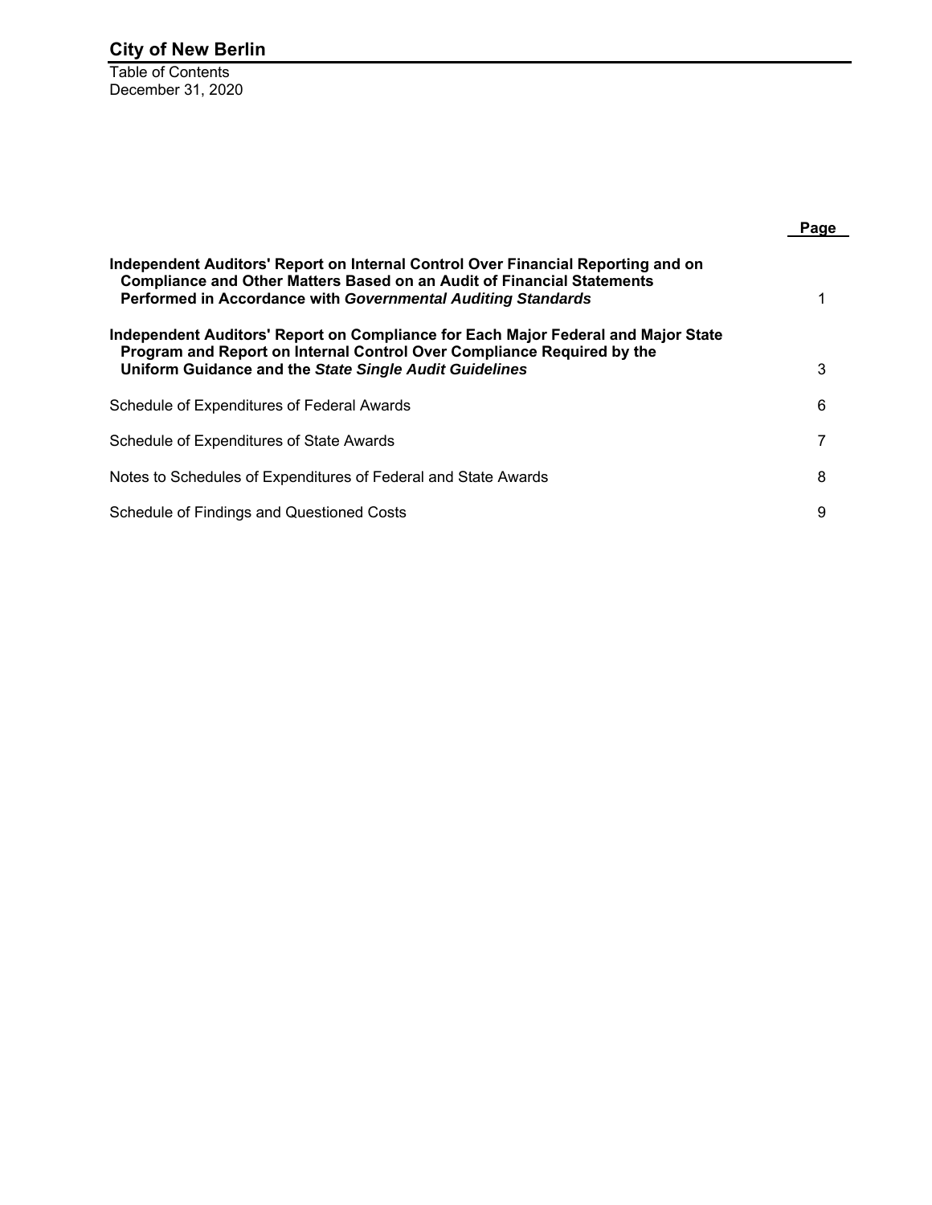# City of New Berlin

Table of Contents
December 31, 2020

| | Page |
|---|---|
| **Independent Auditors' Report on Internal Control Over Financial Reporting and on Compliance and Other Matters Based on an Audit of Financial Statements Performed in Accordance with *Governmental Auditing Standards*** | 1 |
| **Independent Auditors' Report on Compliance for Each Major Federal and Major State Program and Report on Internal Control Over Compliance Required by the Uniform Guidance and the *State Single Audit Guidelines*** | 3 |
| Schedule of Expenditures of Federal Awards | 6 |
| Schedule of Expenditures of State Awards | 7 |
| Notes to Schedules of Expenditures of Federal and State Awards | 8 |
| Schedule of Findings and Questioned Costs | 9 |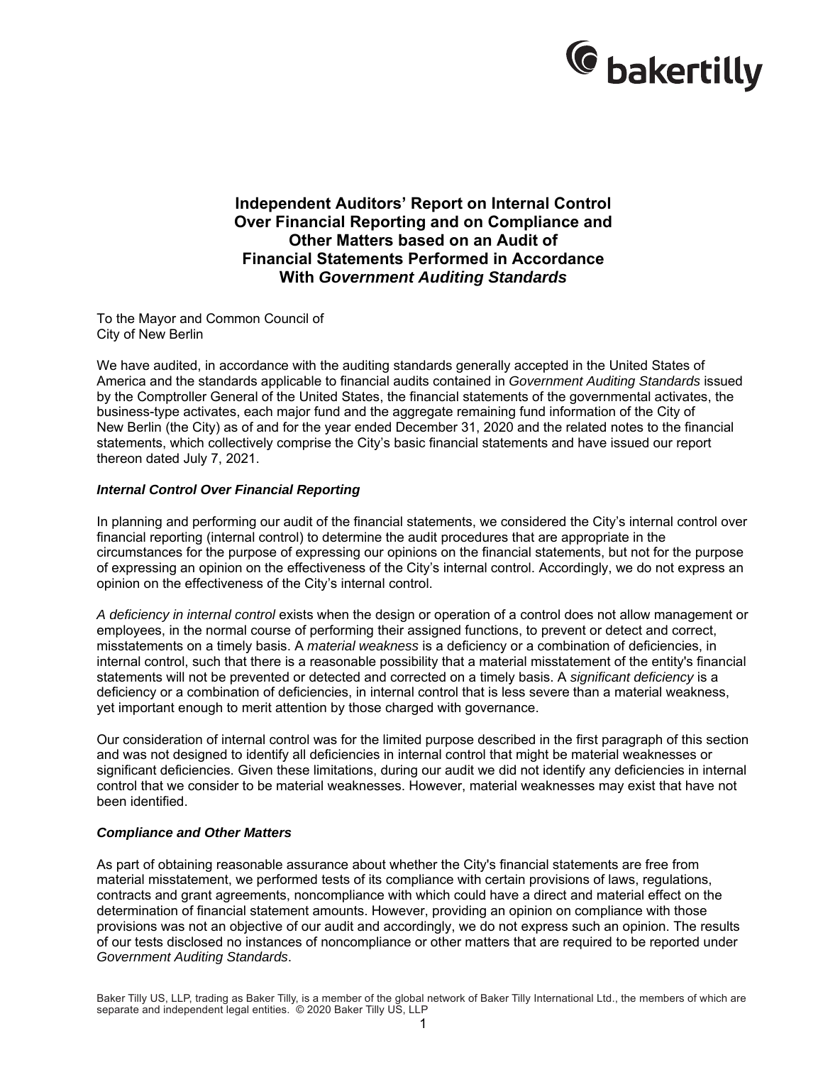# Independent Auditors' Report on Internal Control Over Financial Reporting and on Compliance and Other Matters based on an Audit of Financial Statements Performed in Accordance With *Government Auditing Standards*

To the Mayor and Common Council of
City of New Berlin

We have audited, in accordance with the auditing standards generally accepted in the United States of America and the standards applicable to financial audits contained in *Government Auditing Standards* issued by the Comptroller General of the United States, the financial statements of the governmental activates, the business-type activates, each major fund and the aggregate remaining fund information of the City of New Berlin (the City) as of and for the year ended December 31, 2020 and the related notes to the financial statements, which collectively comprise the City's basic financial statements and have issued our report thereon dated July 7, 2021.

### *Internal Control Over Financial Reporting*

In planning and performing our audit of the financial statements, we considered the City's internal control over financial reporting (internal control) to determine the audit procedures that are appropriate in the circumstances for the purpose of expressing our opinions on the financial statements, but not for the purpose of expressing an opinion on the effectiveness of the City's internal control. Accordingly, we do not express an opinion on the effectiveness of the City's internal control.

*A deficiency in internal control* exists when the design or operation of a control does not allow management or employees, in the normal course of performing their assigned functions, to prevent or detect and correct, misstatements on a timely basis. A *material weakness* is a deficiency or a combination of deficiencies, in internal control, such that there is a reasonable possibility that a material misstatement of the entity's financial statements will not be prevented or detected and corrected on a timely basis. A *significant deficiency* is a deficiency or a combination of deficiencies, in internal control that is less severe than a material weakness, yet important enough to merit attention by those charged with governance.

Our consideration of internal control was for the limited purpose described in the first paragraph of this section and was not designed to identify all deficiencies in internal control that might be material weaknesses or significant deficiencies. Given these limitations, during our audit we did not identify any deficiencies in internal control that we consider to be material weaknesses. However, material weaknesses may exist that have not been identified.

### *Compliance and Other Matters*

As part of obtaining reasonable assurance about whether the City's financial statements are free from material misstatement, we performed tests of its compliance with certain provisions of laws, regulations, contracts and grant agreements, noncompliance with which could have a direct and material effect on the determination of financial statement amounts. However, providing an opinion on compliance with those provisions was not an objective of our audit and accordingly, we do not express such an opinion. The results of our tests disclosed no instances of noncompliance or other matters that are required to be reported under *Government Auditing Standards*.

Baker Tilly US, LLP, trading as Baker Tilly, is a member of the global network of Baker Tilly International Ltd., the members of which are separate and independent legal entities. © 2020 Baker Tilly US, LLP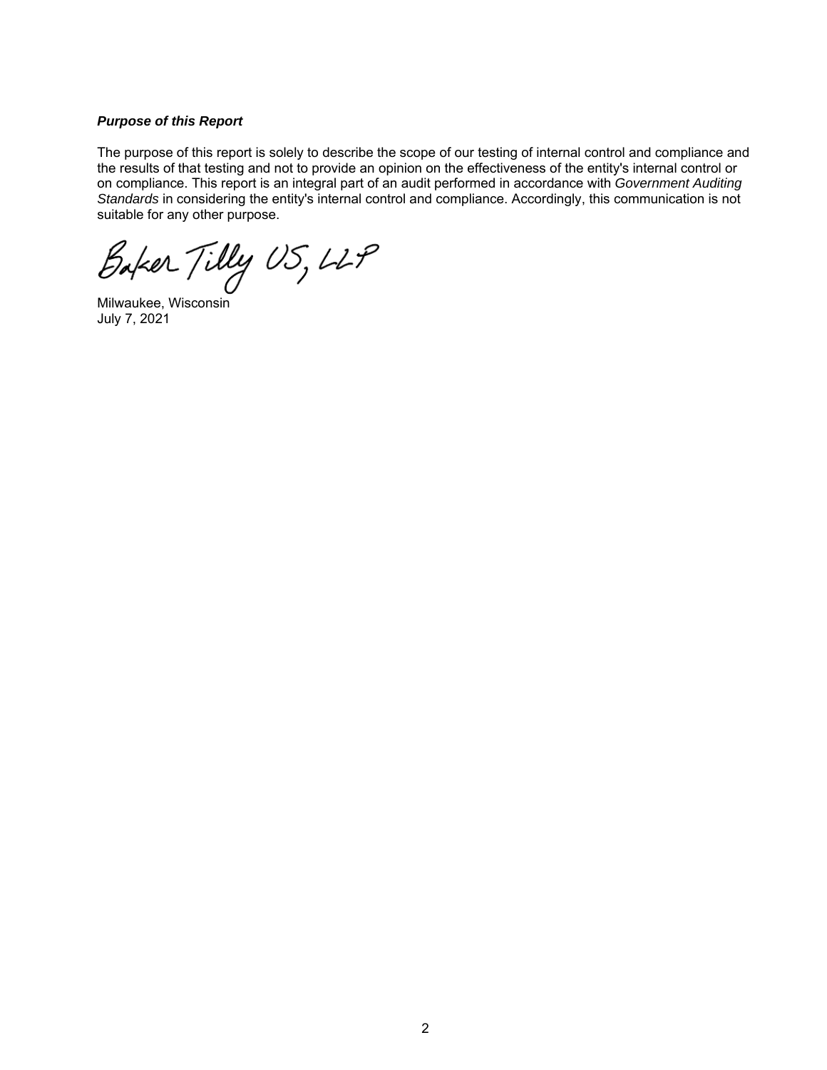***Purpose of this Report***

The purpose of this report is solely to describe the scope of our testing of internal control and compliance and the results of that testing and not to provide an opinion on the effectiveness of the entity's internal control or on compliance. This report is an integral part of an audit performed in accordance with *Government Auditing Standards* in considering the entity's internal control and compliance. Accordingly, this communication is not suitable for any other purpose.

Baker Tilly US, LLP

Milwaukee, Wisconsin
July 7, 2021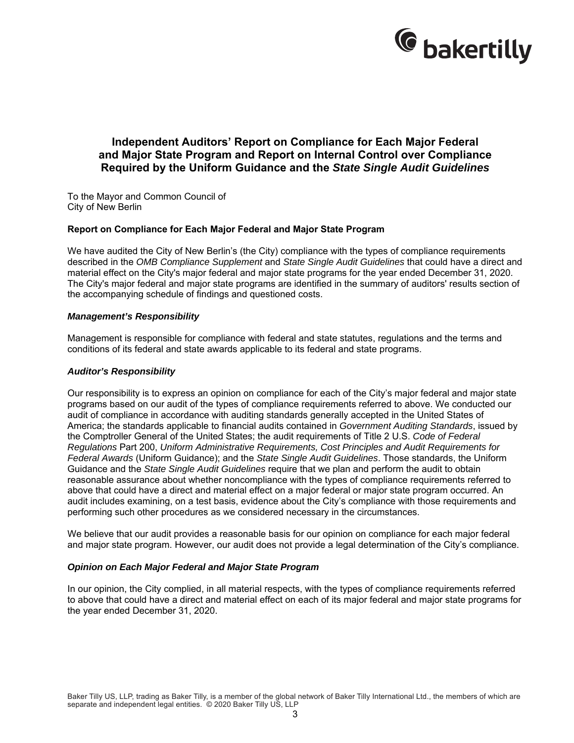# Independent Auditors' Report on Compliance for Each Major Federal and Major State Program and Report on Internal Control over Compliance Required by the Uniform Guidance and the *State Single Audit Guidelines*

To the Mayor and Common Council of
City of New Berlin

### Report on Compliance for Each Major Federal and Major State Program

We have audited the City of New Berlin's (the City) compliance with the types of compliance requirements described in the *OMB Compliance Supplement* and *State Single Audit Guidelines* that could have a direct and material effect on the City's major federal and major state programs for the year ended December 31, 2020. The City's major federal and major state programs are identified in the summary of auditors' results section of the accompanying schedule of findings and questioned costs.

#### *Management's Responsibility*

Management is responsible for compliance with federal and state statutes, regulations and the terms and conditions of its federal and state awards applicable to its federal and state programs.

#### *Auditor's Responsibility*

Our responsibility is to express an opinion on compliance for each of the City's major federal and major state programs based on our audit of the types of compliance requirements referred to above. We conducted our audit of compliance in accordance with auditing standards generally accepted in the United States of America; the standards applicable to financial audits contained in *Government Auditing Standards*, issued by the Comptroller General of the United States; the audit requirements of Title 2 U.S. *Code of Federal Regulations* Part 200, *Uniform Administrative Requirements, Cost Principles and Audit Requirements for Federal Awards* (Uniform Guidance); and the *State Single Audit Guidelines*. Those standards, the Uniform Guidance and the *State Single Audit Guidelines* require that we plan and perform the audit to obtain reasonable assurance about whether noncompliance with the types of compliance requirements referred to above that could have a direct and material effect on a major federal or major state program occurred. An audit includes examining, on a test basis, evidence about the City's compliance with those requirements and performing such other procedures as we considered necessary in the circumstances.

We believe that our audit provides a reasonable basis for our opinion on compliance for each major federal and major state program. However, our audit does not provide a legal determination of the City's compliance.

#### *Opinion on Each Major Federal and Major State Program*

In our opinion, the City complied, in all material respects, with the types of compliance requirements referred to above that could have a direct and material effect on each of its major federal and major state programs for the year ended December 31, 2020.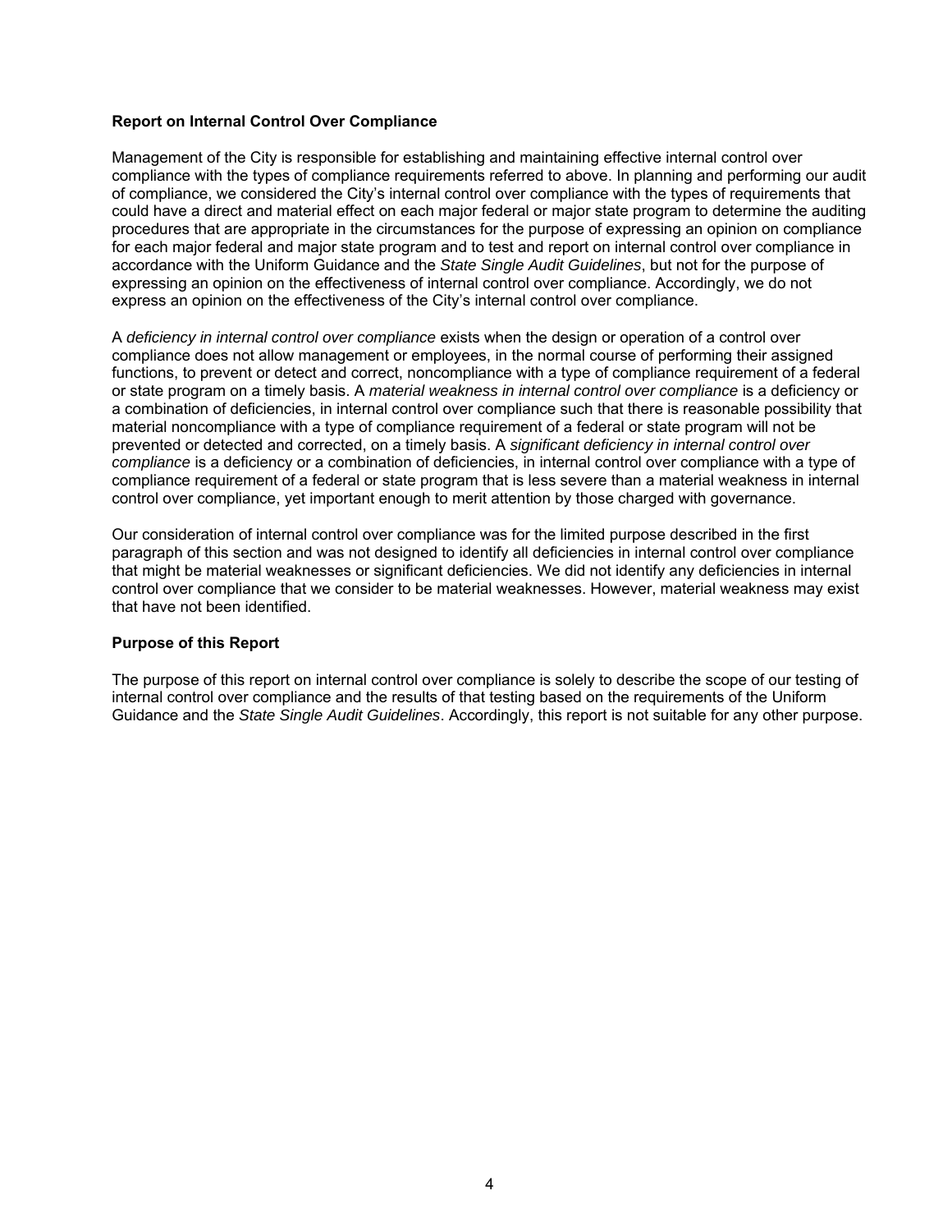**Report on Internal Control Over Compliance**

Management of the City is responsible for establishing and maintaining effective internal control over compliance with the types of compliance requirements referred to above. In planning and performing our audit of compliance, we considered the City's internal control over compliance with the types of requirements that could have a direct and material effect on each major federal or major state program to determine the auditing procedures that are appropriate in the circumstances for the purpose of expressing an opinion on compliance for each major federal and major state program and to test and report on internal control over compliance in accordance with the Uniform Guidance and the *State Single Audit Guidelines*, but not for the purpose of expressing an opinion on the effectiveness of internal control over compliance. Accordingly, we do not express an opinion on the effectiveness of the City's internal control over compliance.

A *deficiency in internal control over compliance* exists when the design or operation of a control over compliance does not allow management or employees, in the normal course of performing their assigned functions, to prevent or detect and correct, noncompliance with a type of compliance requirement of a federal or state program on a timely basis. A *material weakness in internal control over compliance* is a deficiency or a combination of deficiencies, in internal control over compliance such that there is reasonable possibility that material noncompliance with a type of compliance requirement of a federal or state program will not be prevented or detected and corrected, on a timely basis. A *significant deficiency in internal control over compliance* is a deficiency or a combination of deficiencies, in internal control over compliance with a type of compliance requirement of a federal or state program that is less severe than a material weakness in internal control over compliance, yet important enough to merit attention by those charged with governance.

Our consideration of internal control over compliance was for the limited purpose described in the first paragraph of this section and was not designed to identify all deficiencies in internal control over compliance that might be material weaknesses or significant deficiencies. We did not identify any deficiencies in internal control over compliance that we consider to be material weaknesses. However, material weakness may exist that have not been identified.

**Purpose of this Report**

The purpose of this report on internal control over compliance is solely to describe the scope of our testing of internal control over compliance and the results of that testing based on the requirements of the Uniform Guidance and the *State Single Audit Guidelines*. Accordingly, this report is not suitable for any other purpose.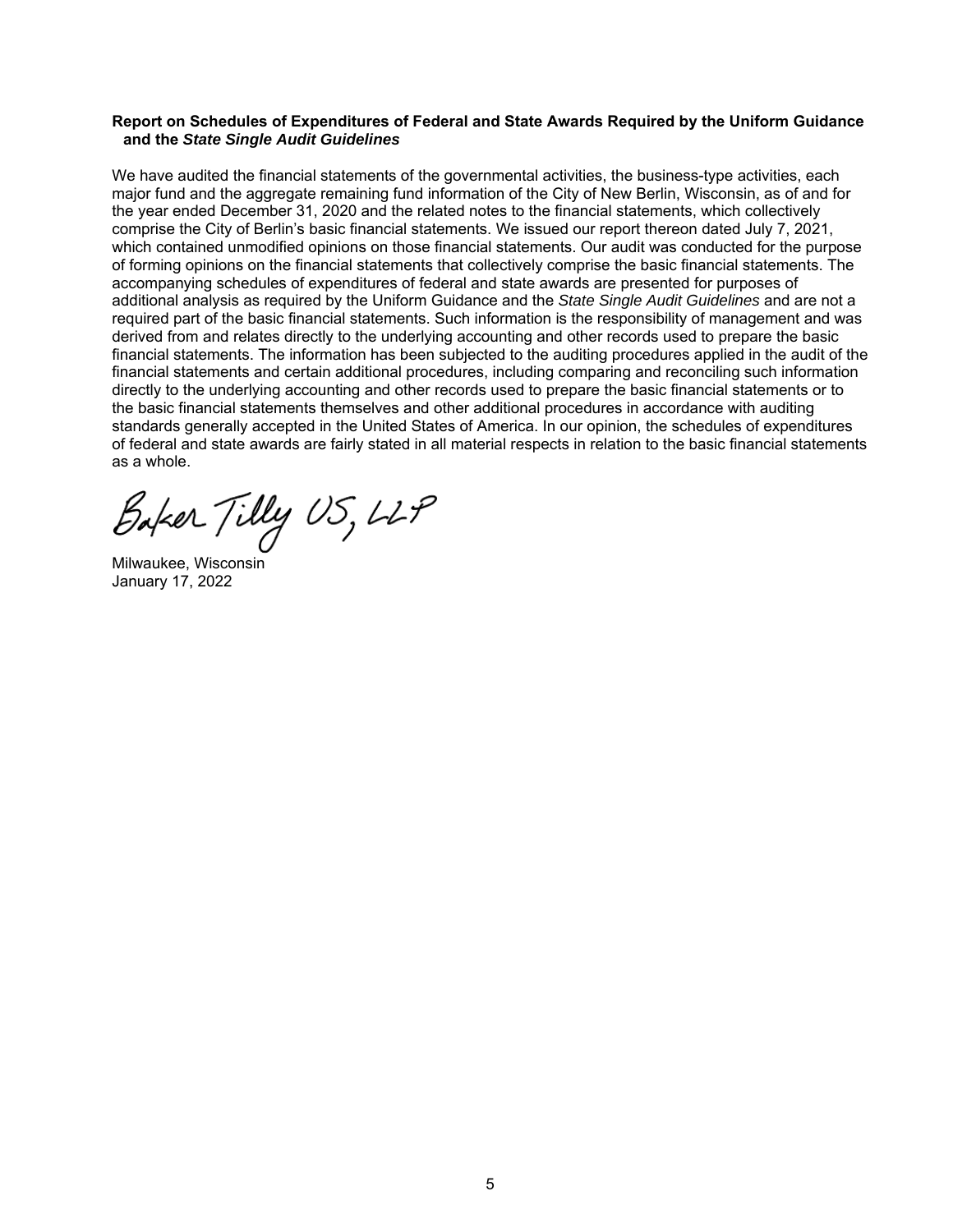**Report on Schedules of Expenditures of Federal and State Awards Required by the Uniform Guidance and the *State Single Audit Guidelines***

We have audited the financial statements of the governmental activities, the business-type activities, each major fund and the aggregate remaining fund information of the City of New Berlin, Wisconsin, as of and for the year ended December 31, 2020 and the related notes to the financial statements, which collectively comprise the City of Berlin's basic financial statements. We issued our report thereon dated July 7, 2021, which contained unmodified opinions on those financial statements. Our audit was conducted for the purpose of forming opinions on the financial statements that collectively comprise the basic financial statements. The accompanying schedules of expenditures of federal and state awards are presented for purposes of additional analysis as required by the Uniform Guidance and the *State Single Audit Guidelines* and are not a required part of the basic financial statements. Such information is the responsibility of management and was derived from and relates directly to the underlying accounting and other records used to prepare the basic financial statements. The information has been subjected to the auditing procedures applied in the audit of the financial statements and certain additional procedures, including comparing and reconciling such information directly to the underlying accounting and other records used to prepare the basic financial statements or to the basic financial statements themselves and other additional procedures in accordance with auditing standards generally accepted in the United States of America. In our opinion, the schedules of expenditures of federal and state awards are fairly stated in all material respects in relation to the basic financial statements as a whole.

Baker Tilly US, LLP

Milwaukee, Wisconsin
January 17, 2022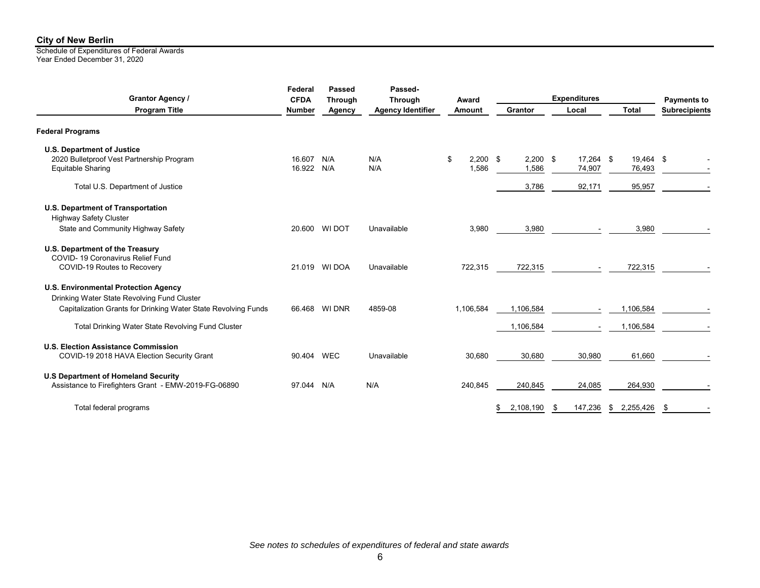**City of New Berlin**

Schedule of Expenditures of Federal Awards
Year Ended December 31, 2020

| Grantor Agency / Program Title | Federal CFDA Number | Passed Through Agency | Passed-Through Agency Identifier | Award Amount | Expenditures Grantor | Expenditures Local | Expenditures Total | Payments to Subrecipients |
|---|---|---|---|---|---|---|---|---|
| **Federal Programs** | | | | | | | | |
| **U.S. Department of Justice** | | | | | | | | |
| 2020 Bulletproof Vest Partnership Program | 16.607 | N/A | N/A | $ 2,200 | $ 2,200 | $ 17,264 | $ 19,464 | $ - |
| Equitable Sharing | 16.922 | N/A | N/A | 1,586 | 1,586 | 74,907 | 76,493 | - |
| Total U.S. Department of Justice | | | | | 3,786 | 92,171 | 95,957 | - |
| **U.S. Department of Transportation** | | | | | | | | |
| Highway Safety Cluster | | | | | | | | |
| State and Community Highway Safety | 20.600 | WI DOT | Unavailable | 3,980 | 3,980 | - | 3,980 | - |
| **U.S. Department of the Treasury** | | | | | | | | |
| COVID- 19 Coronavirus Relief Fund | | | | | | | | |
| COVID-19 Routes to Recovery | 21.019 | WI DOA | Unavailable | 722,315 | 722,315 | - | 722,315 | - |
| **U.S. Environmental Protection Agency** | | | | | | | | |
| Drinking Water State Revolving Fund Cluster | | | | | | | | |
| Capitalization Grants for Drinking Water State Revolving Funds | 66.468 | WI DNR | 4859-08 | 1,106,584 | 1,106,584 | - | 1,106,584 | - |
| Total Drinking Water State Revolving Fund Cluster | | | | | 1,106,584 | - | 1,106,584 | - |
| **U.S. Election Assistance Commission** | | | | | | | | |
| COVID-19 2018 HAVA Election Security Grant | 90.404 | WEC | Unavailable | 30,680 | 30,680 | 30,980 | 61,660 | - |
| **U.S Department of Homeland Security** | | | | | | | | |
| Assistance to Firefighters Grant - EMW-2019-FG-06890 | 97.044 | N/A | N/A | 240,845 | 240,845 | 24,085 | 264,930 | - |
| Total federal programs | | | | | $ 2,108,190 | $ 147,236 | $ 2,255,426 | $ - |

*See notes to schedules of expenditures of federal and state awards*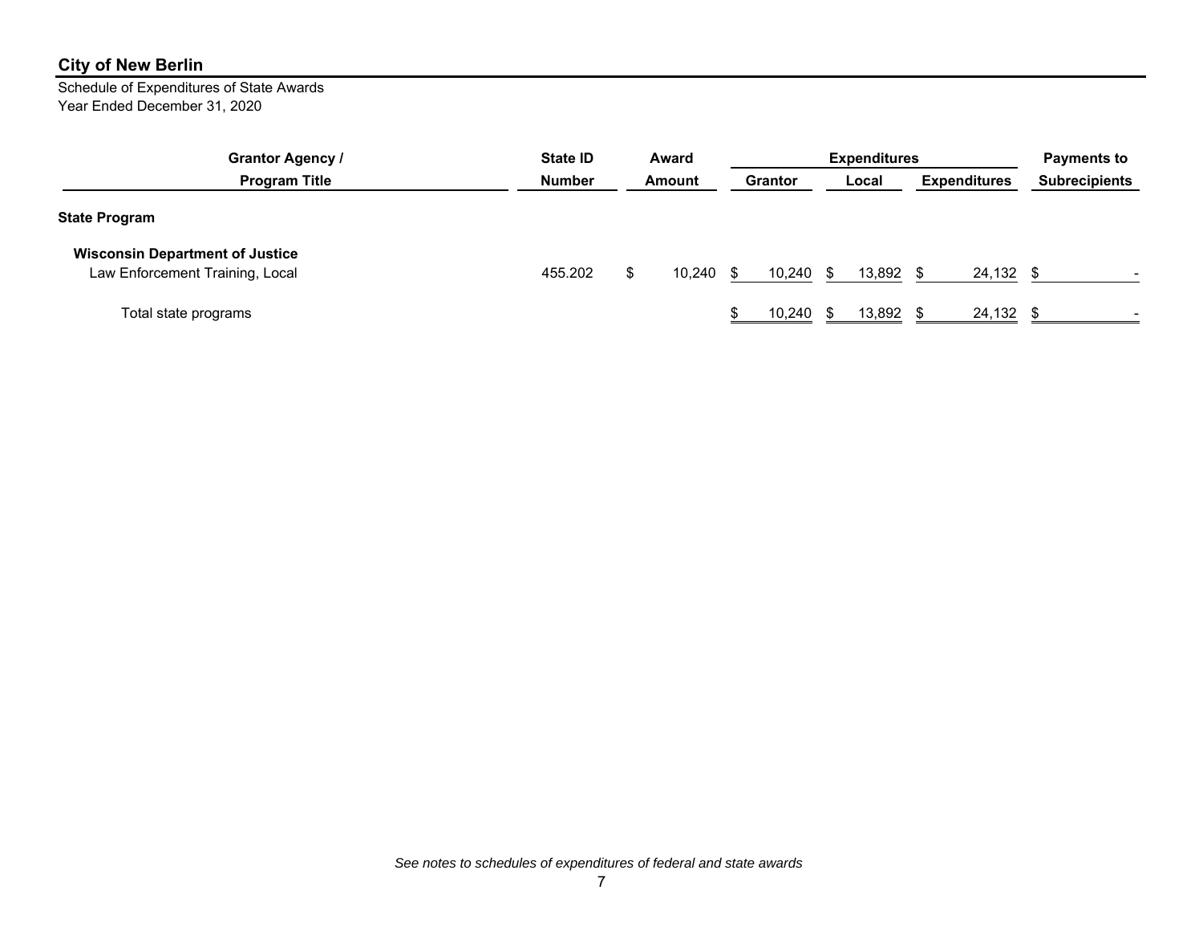# City of New Berlin

Schedule of Expenditures of State Awards
Year Ended December 31, 2020

| Grantor Agency / Program Title | State ID Number | Award Amount | Expenditures Grantor | Expenditures Local | Expenditures | Payments to Subrecipients |
|---|---|---|---|---|---|---|
| **State Program** | | | | | | |
| **Wisconsin Department of Justice** | | | | | | |
| Law Enforcement Training, Local | 455.202 | $ 10,240 | $ 10,240 | $ 13,892 | $ 24,132 | $ - |
| Total state programs | | | $ 10,240 | $ 13,892 | $ 24,132 | $ - |

*See notes to schedules of expenditures of federal and state awards*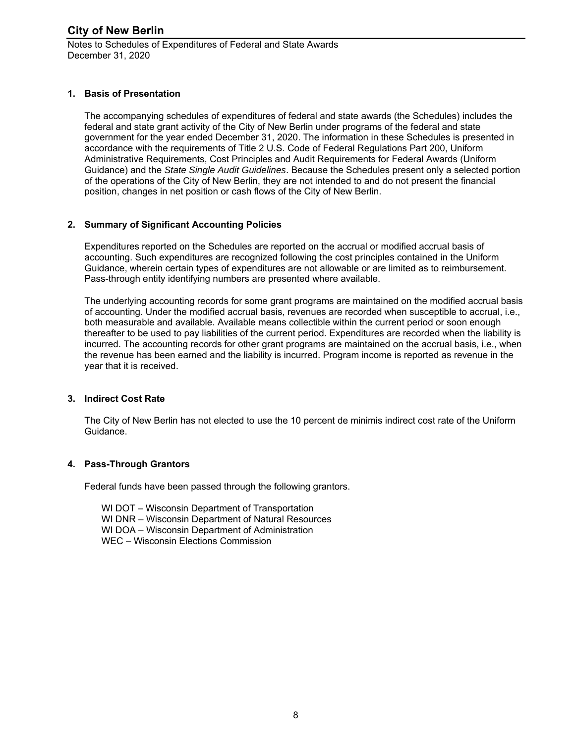# City of New Berlin

Notes to Schedules of Expenditures of Federal and State Awards
December 31, 2020

## 1. Basis of Presentation

The accompanying schedules of expenditures of federal and state awards (the Schedules) includes the federal and state grant activity of the City of New Berlin under programs of the federal and state government for the year ended December 31, 2020. The information in these Schedules is presented in accordance with the requirements of Title 2 U.S. Code of Federal Regulations Part 200, Uniform Administrative Requirements, Cost Principles and Audit Requirements for Federal Awards (Uniform Guidance) and the *State Single Audit Guidelines*. Because the Schedules present only a selected portion of the operations of the City of New Berlin, they are not intended to and do not present the financial position, changes in net position or cash flows of the City of New Berlin.

## 2. Summary of Significant Accounting Policies

Expenditures reported on the Schedules are reported on the accrual or modified accrual basis of accounting. Such expenditures are recognized following the cost principles contained in the Uniform Guidance, wherein certain types of expenditures are not allowable or are limited as to reimbursement. Pass-through entity identifying numbers are presented where available.

The underlying accounting records for some grant programs are maintained on the modified accrual basis of accounting. Under the modified accrual basis, revenues are recorded when susceptible to accrual, i.e., both measurable and available. Available means collectible within the current period or soon enough thereafter to be used to pay liabilities of the current period. Expenditures are recorded when the liability is incurred. The accounting records for other grant programs are maintained on the accrual basis, i.e., when the revenue has been earned and the liability is incurred. Program income is reported as revenue in the year that it is received.

## 3. Indirect Cost Rate

The City of New Berlin has not elected to use the 10 percent de minimis indirect cost rate of the Uniform Guidance.

## 4. Pass-Through Grantors

Federal funds have been passed through the following grantors.

WI DOT – Wisconsin Department of Transportation
WI DNR – Wisconsin Department of Natural Resources
WI DOA – Wisconsin Department of Administration
WEC – Wisconsin Elections Commission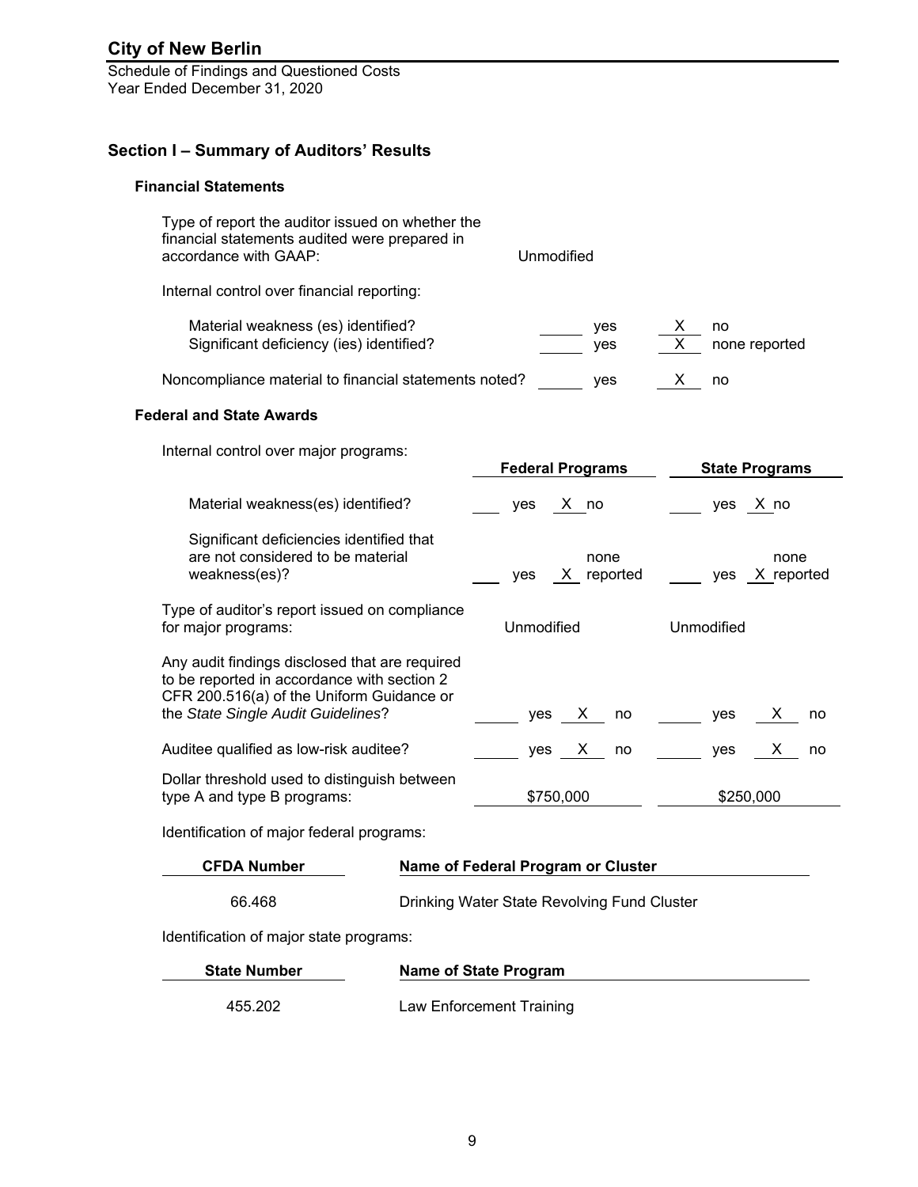# City of New Berlin

Schedule of Findings and Questioned Costs
Year Ended December 31, 2020

## Section I – Summary of Auditors' Results

### Financial Statements

Type of report the auditor issued on whether the financial statements audited were prepared in accordance with GAAP: Unmodified

Internal control over financial reporting:

| | | |
|---|---|---|
| Material weakness (es) identified? | ____ yes | X no |
| Significant deficiency (ies) identified? | ____ yes | X none reported |
| Noncompliance material to financial statements noted? | ____ yes | X no |

### Federal and State Awards

Internal control over major programs:

| | Federal Programs | State Programs |
|---|---|---|
| Material weakness(es) identified? | ____ yes X no | ____ yes X no |
| Significant deficiencies identified that are not considered to be material weakness(es)? | ____ yes X none reported | ____ yes X none reported |
| Type of auditor's report issued on compliance for major programs: | Unmodified | Unmodified |
| Any audit findings disclosed that are required to be reported in accordance with section 2 CFR 200.516(a) of the Uniform Guidance or the *State Single Audit Guidelines*? | ____ yes X no | ____ yes X no |
| Auditee qualified as low-risk auditee? | ____ yes X no | ____ yes X no |
| Dollar threshold used to distinguish between type A and type B programs: | $750,000 | $250,000 |

Identification of major federal programs:

| CFDA Number | Name of Federal Program or Cluster |
|---|---|
| 66.468 | Drinking Water State Revolving Fund Cluster |

Identification of major state programs:

| State Number | Name of State Program |
|---|---|
| 455.202 | Law Enforcement Training |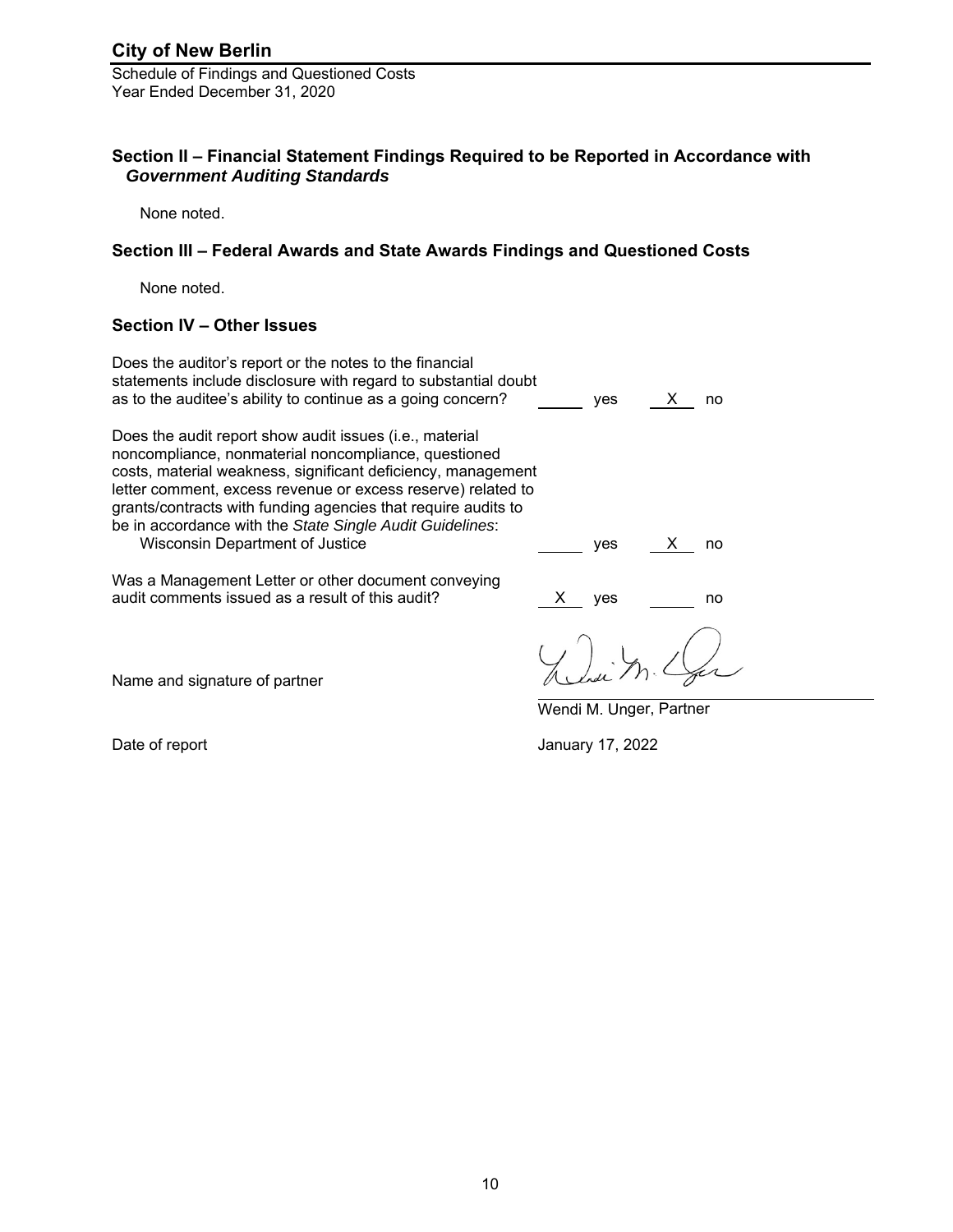# City of New Berlin

Schedule of Findings and Questioned Costs
Year Ended December 31, 2020

## Section II – Financial Statement Findings Required to be Reported in Accordance with *Government Auditing Standards*

None noted.

## Section III – Federal Awards and State Awards Findings and Questioned Costs

None noted.

## Section IV – Other Issues

| | | |
|---|---|---|
| Does the auditor's report or the notes to the financial statements include disclosure with regard to substantial doubt as to the auditee's ability to continue as a going concern? | ____ yes | X no |
| Does the audit report show audit issues (i.e., material noncompliance, nonmaterial noncompliance, questioned costs, material weakness, significant deficiency, management letter comment, excess revenue or excess reserve) related to grants/contracts with funding agencies that require audits to be in accordance with the *State Single Audit Guidelines*: Wisconsin Department of Justice | ____ yes | X no |
| Was a Management Letter or other document conveying audit comments issued as a result of this audit? | X yes | ____ no |

Name and signature of partner — Wendi M. Unger, Partner

Date of report — January 17, 2022